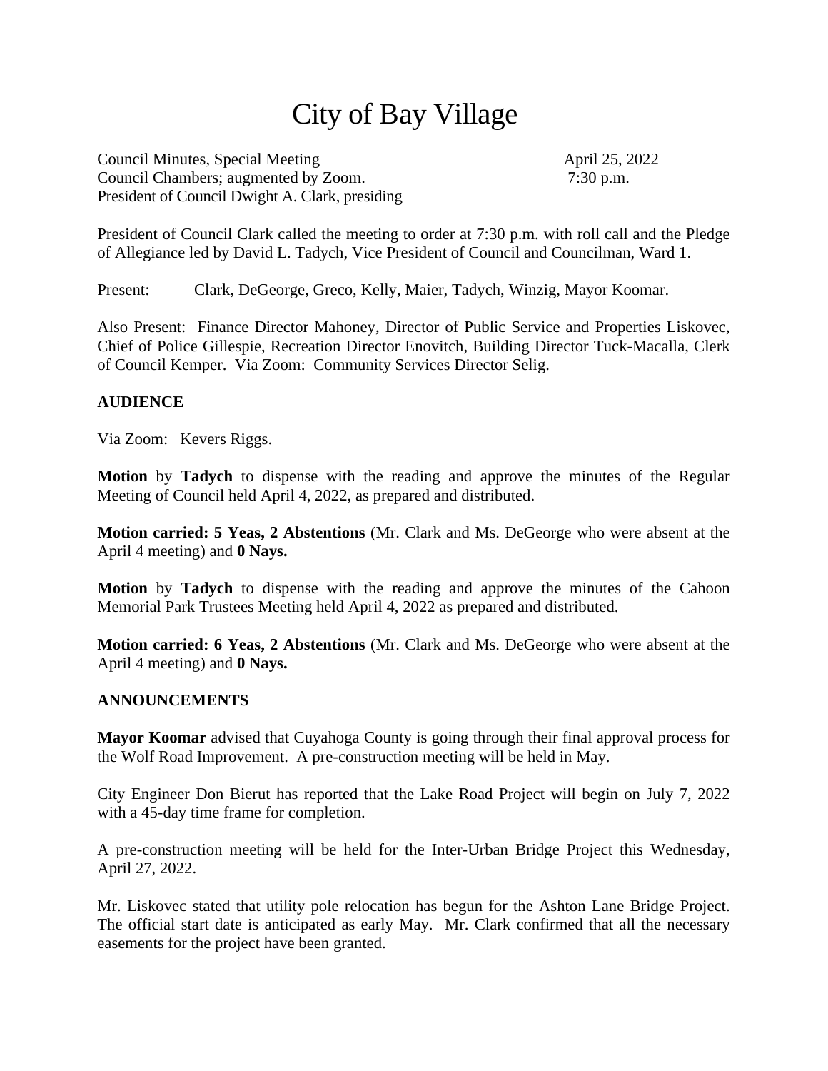# City of Bay Village

Council Minutes, Special Meeting April 25, 2022
Council Chambers; augmented by Zoom. 7:30 p.m.
President of Council Dwight A. Clark, presiding

President of Council Clark called the meeting to order at 7:30 p.m. with roll call and the Pledge of Allegiance led by David L. Tadych, Vice President of Council and Councilman, Ward 1.

Present: Clark, DeGeorge, Greco, Kelly, Maier, Tadych, Winzig, Mayor Koomar.

Also Present: Finance Director Mahoney, Director of Public Service and Properties Liskovec, Chief of Police Gillespie, Recreation Director Enovitch, Building Director Tuck-Macalla, Clerk of Council Kemper. Via Zoom: Community Services Director Selig.

**AUDIENCE**

Via Zoom: Kevers Riggs.

**Motion** by **Tadych** to dispense with the reading and approve the minutes of the Regular Meeting of Council held April 4, 2022, as prepared and distributed.

**Motion carried: 5 Yeas, 2 Abstentions** (Mr. Clark and Ms. DeGeorge who were absent at the April 4 meeting) and **0 Nays.**

**Motion** by **Tadych** to dispense with the reading and approve the minutes of the Cahoon Memorial Park Trustees Meeting held April 4, 2022 as prepared and distributed.

**Motion carried: 6 Yeas, 2 Abstentions** (Mr. Clark and Ms. DeGeorge who were absent at the April 4 meeting) and **0 Nays.**

**ANNOUNCEMENTS**

**Mayor Koomar** advised that Cuyahoga County is going through their final approval process for the Wolf Road Improvement. A pre-construction meeting will be held in May.

City Engineer Don Bierut has reported that the Lake Road Project will begin on July 7, 2022 with a 45-day time frame for completion.

A pre-construction meeting will be held for the Inter-Urban Bridge Project this Wednesday, April 27, 2022.

Mr. Liskovec stated that utility pole relocation has begun for the Ashton Lane Bridge Project. The official start date is anticipated as early May. Mr. Clark confirmed that all the necessary easements for the project have been granted.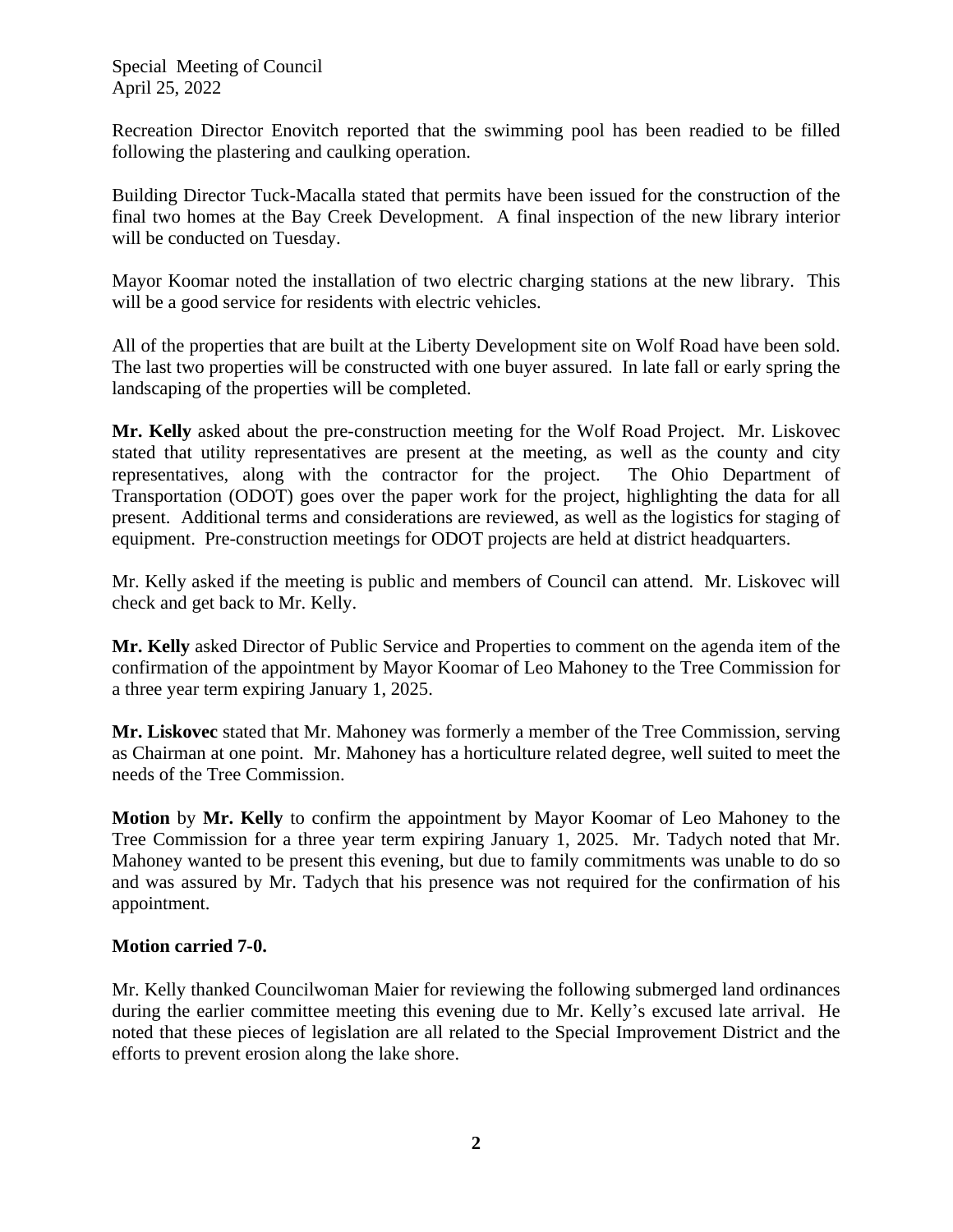Recreation Director Enovitch reported that the swimming pool has been readied to be filled following the plastering and caulking operation.

Building Director Tuck-Macalla stated that permits have been issued for the construction of the final two homes at the Bay Creek Development. A final inspection of the new library interior will be conducted on Tuesday.

Mayor Koomar noted the installation of two electric charging stations at the new library. This will be a good service for residents with electric vehicles.

All of the properties that are built at the Liberty Development site on Wolf Road have been sold. The last two properties will be constructed with one buyer assured. In late fall or early spring the landscaping of the properties will be completed.

**Mr. Kelly** asked about the pre-construction meeting for the Wolf Road Project. Mr. Liskovec stated that utility representatives are present at the meeting, as well as the county and city representatives, along with the contractor for the project. The Ohio Department of Transportation (ODOT) goes over the paper work for the project, highlighting the data for all present. Additional terms and considerations are reviewed, as well as the logistics for staging of equipment. Pre-construction meetings for ODOT projects are held at district headquarters.

Mr. Kelly asked if the meeting is public and members of Council can attend. Mr. Liskovec will check and get back to Mr. Kelly.

**Mr. Kelly** asked Director of Public Service and Properties to comment on the agenda item of the confirmation of the appointment by Mayor Koomar of Leo Mahoney to the Tree Commission for a three year term expiring January 1, 2025.

**Mr. Liskovec** stated that Mr. Mahoney was formerly a member of the Tree Commission, serving as Chairman at one point. Mr. Mahoney has a horticulture related degree, well suited to meet the needs of the Tree Commission.

**Motion** by **Mr. Kelly** to confirm the appointment by Mayor Koomar of Leo Mahoney to the Tree Commission for a three year term expiring January 1, 2025. Mr. Tadych noted that Mr. Mahoney wanted to be present this evening, but due to family commitments was unable to do so and was assured by Mr. Tadych that his presence was not required for the confirmation of his appointment.

**Motion carried 7-0.**

Mr. Kelly thanked Councilwoman Maier for reviewing the following submerged land ordinances during the earlier committee meeting this evening due to Mr. Kelly's excused late arrival. He noted that these pieces of legislation are all related to the Special Improvement District and the efforts to prevent erosion along the lake shore.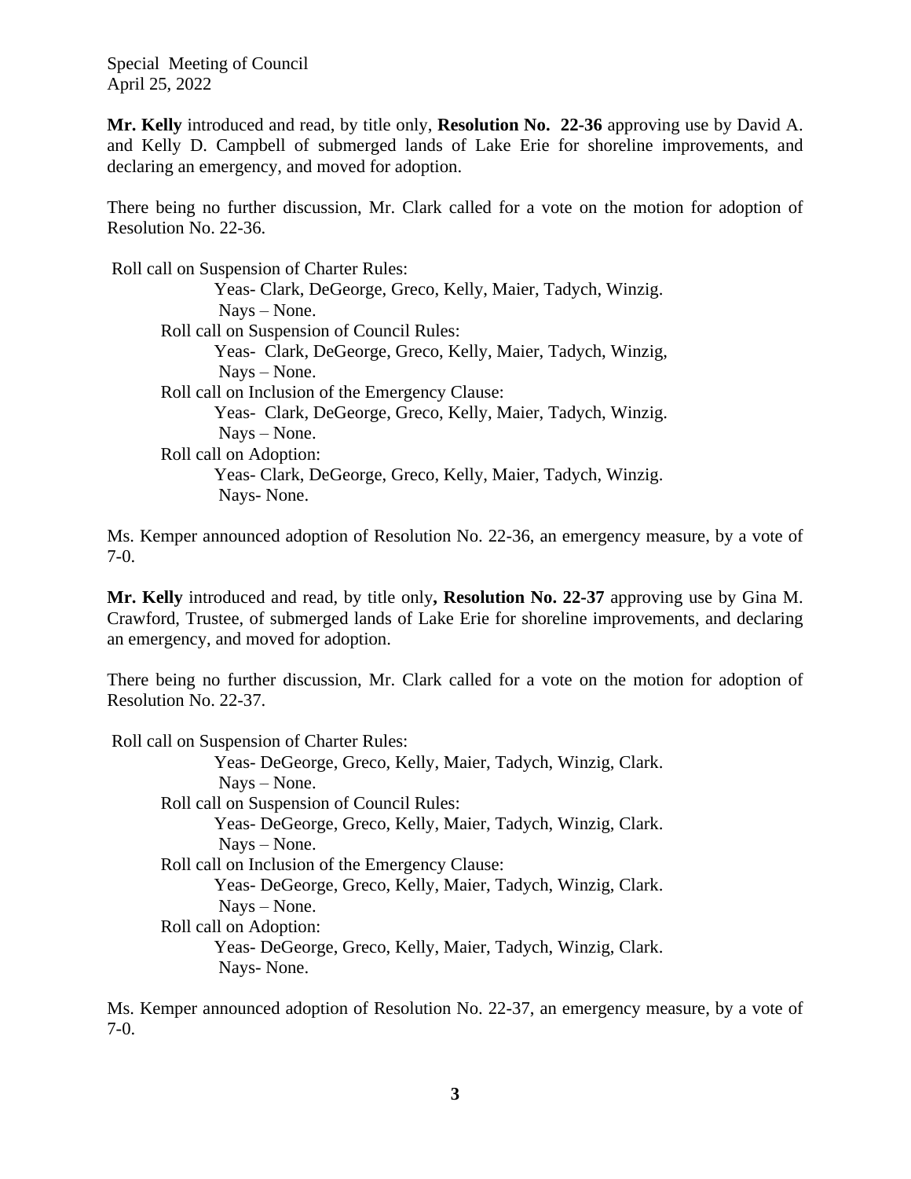Special Meeting of Council
April 25, 2022

**Mr. Kelly** introduced and read, by title only, **Resolution No. 22-36** approving use by David A. and Kelly D. Campbell of submerged lands of Lake Erie for shoreline improvements, and declaring an emergency, and moved for adoption.

There being no further discussion, Mr. Clark called for a vote on the motion for adoption of Resolution No. 22-36.

Roll call on Suspension of Charter Rules:
Yeas- Clark, DeGeorge, Greco, Kelly, Maier, Tadych, Winzig.
Nays – None.
Roll call on Suspension of Council Rules:
Yeas- Clark, DeGeorge, Greco, Kelly, Maier, Tadych, Winzig,
Nays – None.
Roll call on Inclusion of the Emergency Clause:
Yeas- Clark, DeGeorge, Greco, Kelly, Maier, Tadych, Winzig.
Nays – None.
Roll call on Adoption:
Yeas- Clark, DeGeorge, Greco, Kelly, Maier, Tadych, Winzig.
Nays- None.

Ms. Kemper announced adoption of Resolution No. 22-36, an emergency measure, by a vote of 7-0.

**Mr. Kelly** introduced and read, by title only**, Resolution No. 22-37** approving use by Gina M. Crawford, Trustee, of submerged lands of Lake Erie for shoreline improvements, and declaring an emergency, and moved for adoption.

There being no further discussion, Mr. Clark called for a vote on the motion for adoption of Resolution No. 22-37.

Roll call on Suspension of Charter Rules:
Yeas- DeGeorge, Greco, Kelly, Maier, Tadych, Winzig, Clark.
Nays – None.
Roll call on Suspension of Council Rules:
Yeas- DeGeorge, Greco, Kelly, Maier, Tadych, Winzig, Clark.
Nays – None.
Roll call on Inclusion of the Emergency Clause:
Yeas- DeGeorge, Greco, Kelly, Maier, Tadych, Winzig, Clark.
Nays – None.
Roll call on Adoption:
Yeas- DeGeorge, Greco, Kelly, Maier, Tadych, Winzig, Clark.
Nays- None.

Ms. Kemper announced adoption of Resolution No. 22-37, an emergency measure, by a vote of 7-0.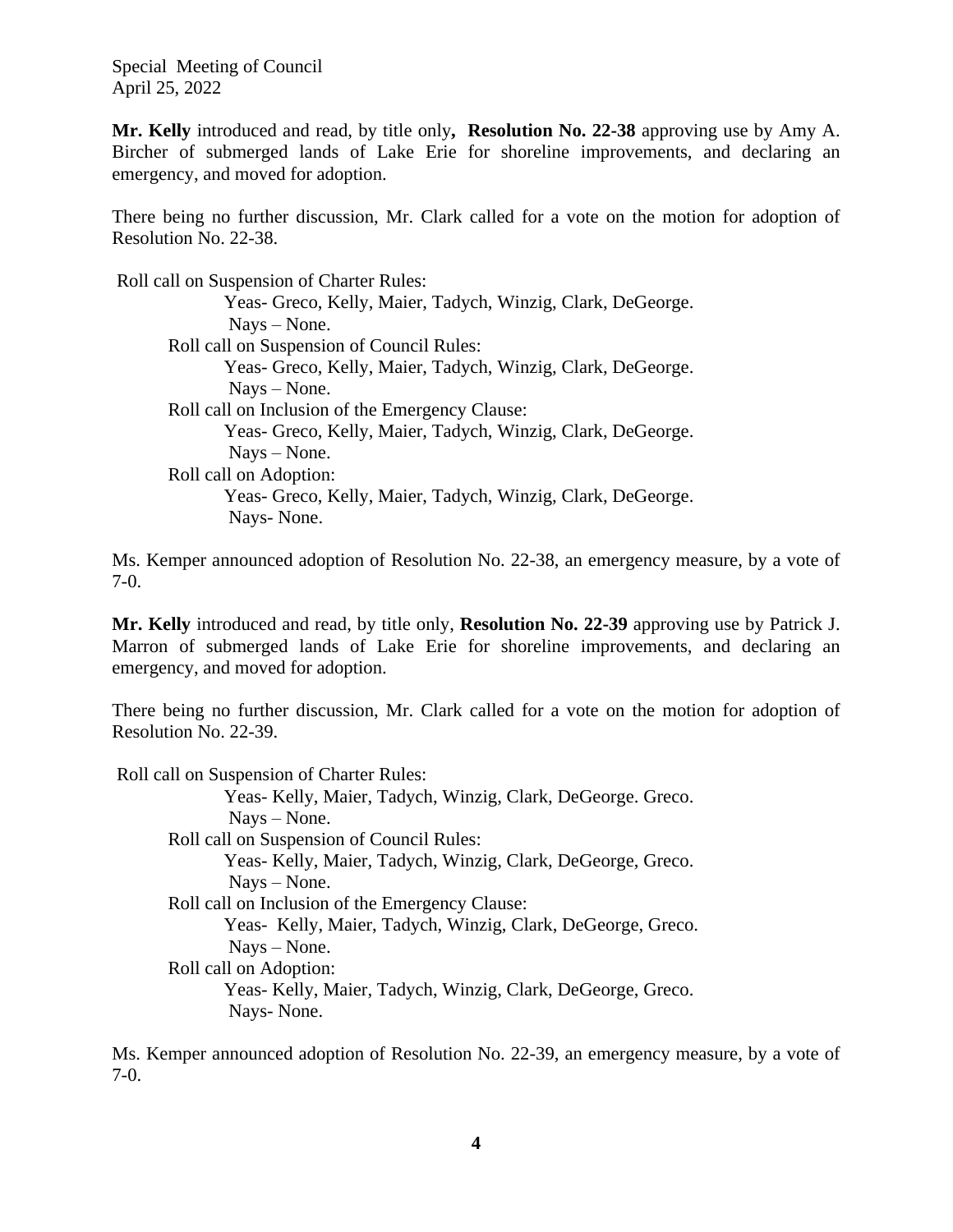Special Meeting of Council
April 25, 2022

**Mr. Kelly** introduced and read, by title only**, Resolution No. 22-38** approving use by Amy A. Bircher of submerged lands of Lake Erie for shoreline improvements, and declaring an emergency, and moved for adoption.

There being no further discussion, Mr. Clark called for a vote on the motion for adoption of Resolution No. 22-38.

Roll call on Suspension of Charter Rules:
Yeas- Greco, Kelly, Maier, Tadych, Winzig, Clark, DeGeorge.
Nays – None.
Roll call on Suspension of Council Rules:
Yeas- Greco, Kelly, Maier, Tadych, Winzig, Clark, DeGeorge.
Nays – None.
Roll call on Inclusion of the Emergency Clause:
Yeas- Greco, Kelly, Maier, Tadych, Winzig, Clark, DeGeorge.
Nays – None.
Roll call on Adoption:
Yeas- Greco, Kelly, Maier, Tadych, Winzig, Clark, DeGeorge.
Nays- None.

Ms. Kemper announced adoption of Resolution No. 22-38, an emergency measure, by a vote of 7-0.

**Mr. Kelly** introduced and read, by title only, **Resolution No. 22-39** approving use by Patrick J. Marron of submerged lands of Lake Erie for shoreline improvements, and declaring an emergency, and moved for adoption.

There being no further discussion, Mr. Clark called for a vote on the motion for adoption of Resolution No. 22-39.

Roll call on Suspension of Charter Rules:
Yeas- Kelly, Maier, Tadych, Winzig, Clark, DeGeorge. Greco.
Nays – None.
Roll call on Suspension of Council Rules:
Yeas- Kelly, Maier, Tadych, Winzig, Clark, DeGeorge, Greco.
Nays – None.
Roll call on Inclusion of the Emergency Clause:
Yeas- Kelly, Maier, Tadych, Winzig, Clark, DeGeorge, Greco.
Nays – None.
Roll call on Adoption:
Yeas- Kelly, Maier, Tadych, Winzig, Clark, DeGeorge, Greco.
Nays- None.

Ms. Kemper announced adoption of Resolution No. 22-39, an emergency measure, by a vote of 7-0.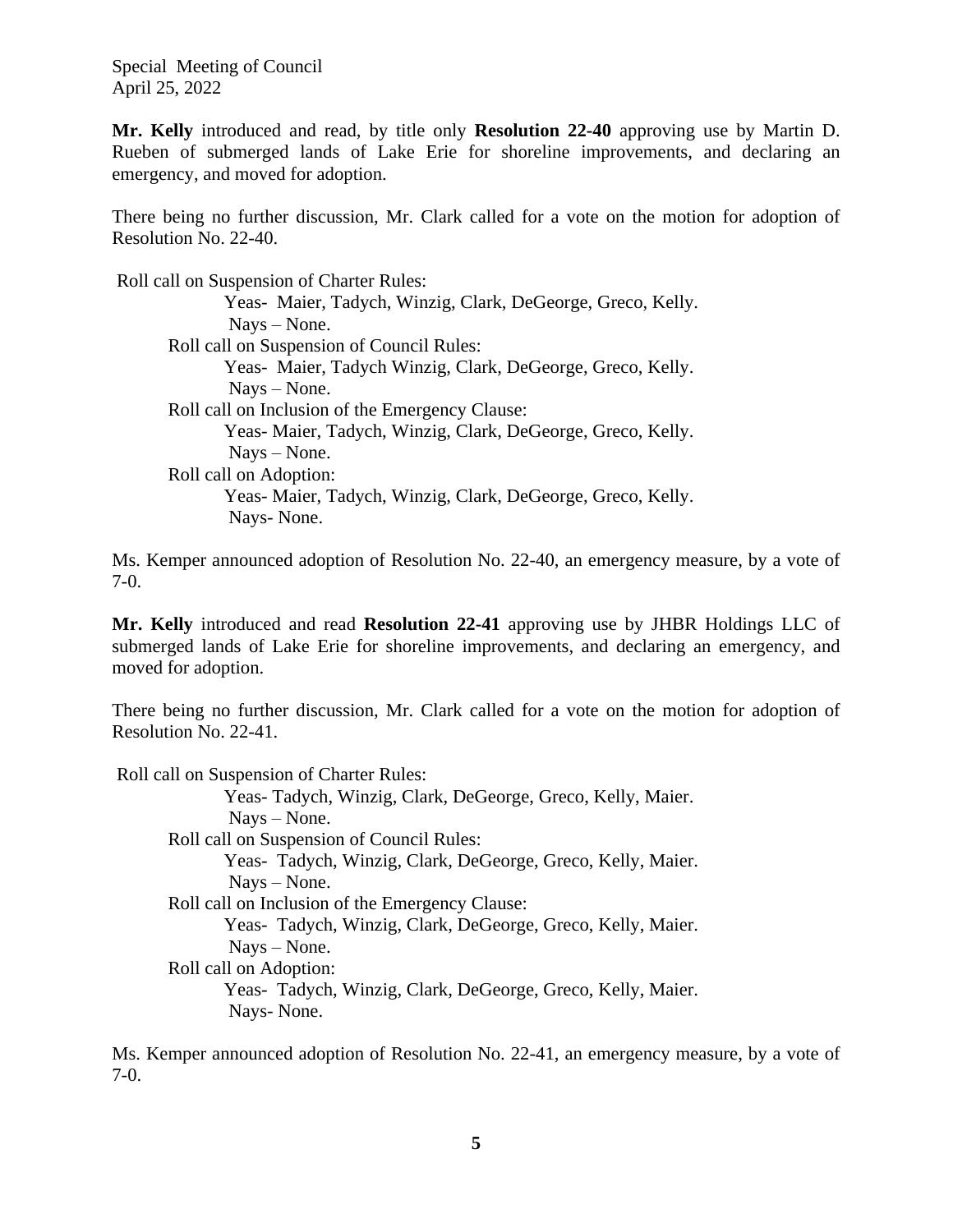Mr. Kelly introduced and read, by title only **Resolution 22-40** approving use by Martin D. Rueben of submerged lands of Lake Erie for shoreline improvements, and declaring an emergency, and moved for adoption.

There being no further discussion, Mr. Clark called for a vote on the motion for adoption of Resolution No. 22-40.

Roll call on Suspension of Charter Rules:
 Yeas- Maier, Tadych, Winzig, Clark, DeGeorge, Greco, Kelly.
 Nays – None.
Roll call on Suspension of Council Rules:
 Yeas- Maier, Tadych Winzig, Clark, DeGeorge, Greco, Kelly.
 Nays – None.
Roll call on Inclusion of the Emergency Clause:
 Yeas- Maier, Tadych, Winzig, Clark, DeGeorge, Greco, Kelly.
 Nays – None.
Roll call on Adoption:
 Yeas- Maier, Tadych, Winzig, Clark, DeGeorge, Greco, Kelly.
 Nays- None.

Ms. Kemper announced adoption of Resolution No. 22-40, an emergency measure, by a vote of 7-0.

**Mr. Kelly** introduced and read **Resolution 22-41** approving use by JHBR Holdings LLC of submerged lands of Lake Erie for shoreline improvements, and declaring an emergency, and moved for adoption.

There being no further discussion, Mr. Clark called for a vote on the motion for adoption of Resolution No. 22-41.

Roll call on Suspension of Charter Rules:
 Yeas- Tadych, Winzig, Clark, DeGeorge, Greco, Kelly, Maier.
 Nays – None.
Roll call on Suspension of Council Rules:
 Yeas- Tadych, Winzig, Clark, DeGeorge, Greco, Kelly, Maier.
 Nays – None.
Roll call on Inclusion of the Emergency Clause:
 Yeas- Tadych, Winzig, Clark, DeGeorge, Greco, Kelly, Maier.
 Nays – None.
Roll call on Adoption:
 Yeas- Tadych, Winzig, Clark, DeGeorge, Greco, Kelly, Maier.
 Nays- None.

Ms. Kemper announced adoption of Resolution No. 22-41, an emergency measure, by a vote of 7-0.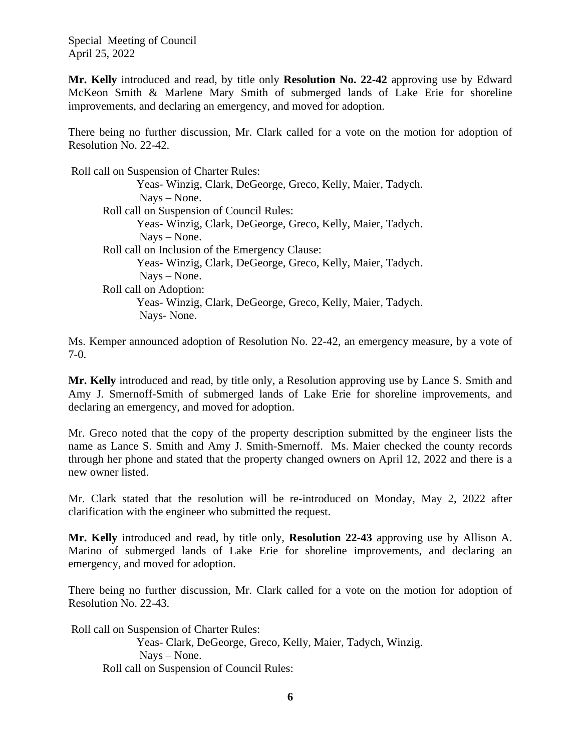**Mr. Kelly** introduced and read, by title only **Resolution No. 22-42** approving use by Edward McKeon Smith & Marlene Mary Smith of submerged lands of Lake Erie for shoreline improvements, and declaring an emergency, and moved for adoption.

There being no further discussion, Mr. Clark called for a vote on the motion for adoption of Resolution No. 22-42.

Roll call on Suspension of Charter Rules:
 Yeas- Winzig, Clark, DeGeorge, Greco, Kelly, Maier, Tadych.
 Nays – None.
Roll call on Suspension of Council Rules:
 Yeas- Winzig, Clark, DeGeorge, Greco, Kelly, Maier, Tadych.
 Nays – None.
Roll call on Inclusion of the Emergency Clause:
 Yeas- Winzig, Clark, DeGeorge, Greco, Kelly, Maier, Tadych.
 Nays – None.
Roll call on Adoption:
 Yeas- Winzig, Clark, DeGeorge, Greco, Kelly, Maier, Tadych.
 Nays- None.

Ms. Kemper announced adoption of Resolution No. 22-42, an emergency measure, by a vote of 7-0.

**Mr. Kelly** introduced and read, by title only, a Resolution approving use by Lance S. Smith and Amy J. Smernoff-Smith of submerged lands of Lake Erie for shoreline improvements, and declaring an emergency, and moved for adoption.

Mr. Greco noted that the copy of the property description submitted by the engineer lists the name as Lance S. Smith and Amy J. Smith-Smernoff. Ms. Maier checked the county records through her phone and stated that the property changed owners on April 12, 2022 and there is a new owner listed.

Mr. Clark stated that the resolution will be re-introduced on Monday, May 2, 2022 after clarification with the engineer who submitted the request.

**Mr. Kelly** introduced and read, by title only, **Resolution 22-43** approving use by Allison A. Marino of submerged lands of Lake Erie for shoreline improvements, and declaring an emergency, and moved for adoption.

There being no further discussion, Mr. Clark called for a vote on the motion for adoption of Resolution No. 22-43.

Roll call on Suspension of Charter Rules:
 Yeas- Clark, DeGeorge, Greco, Kelly, Maier, Tadych, Winzig.
 Nays – None.
Roll call on Suspension of Council Rules: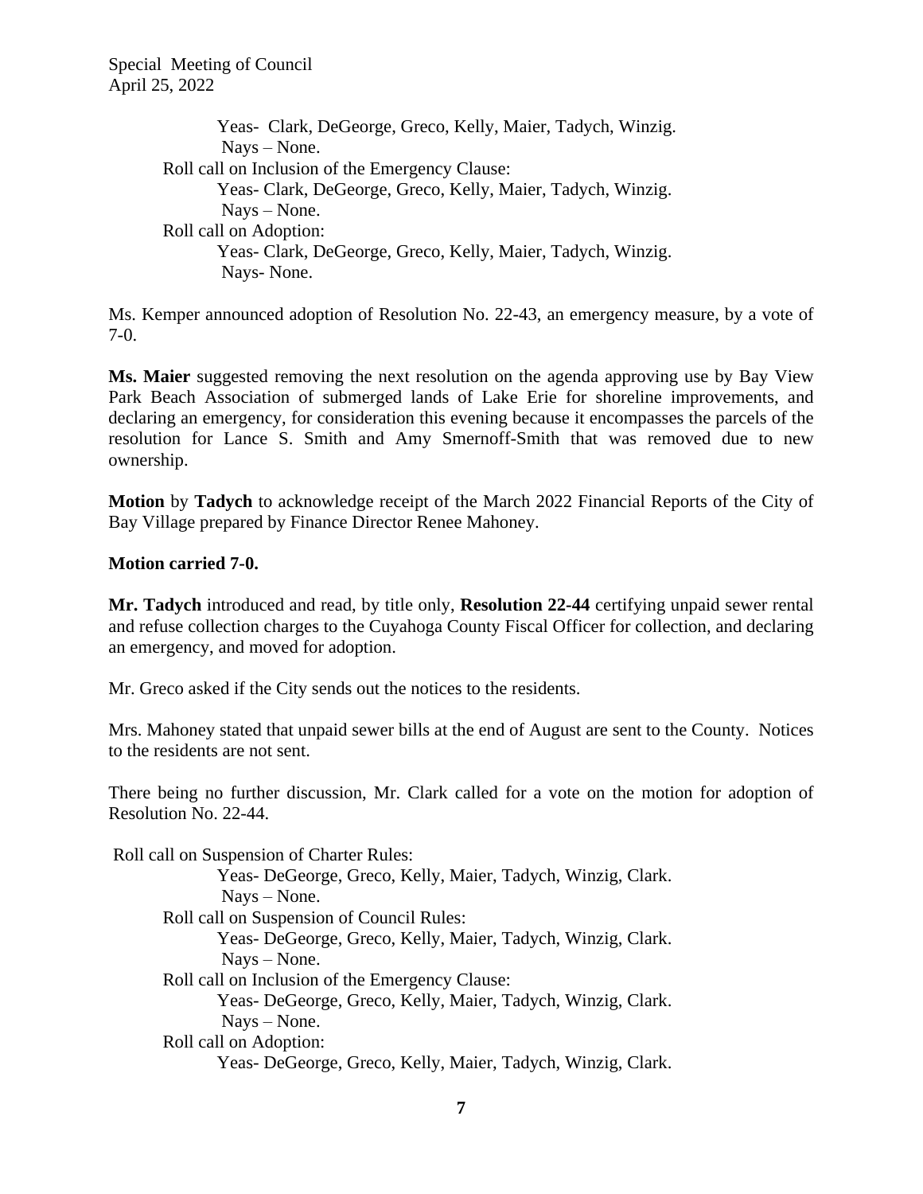Yeas- Clark, DeGeorge, Greco, Kelly, Maier, Tadych, Winzig.
Nays – None.
Roll call on Inclusion of the Emergency Clause:
Yeas- Clark, DeGeorge, Greco, Kelly, Maier, Tadych, Winzig.
Nays – None.
Roll call on Adoption:
Yeas- Clark, DeGeorge, Greco, Kelly, Maier, Tadych, Winzig.
Nays- None.

Ms. Kemper announced adoption of Resolution No. 22-43, an emergency measure, by a vote of 7-0.

**Ms. Maier** suggested removing the next resolution on the agenda approving use by Bay View Park Beach Association of submerged lands of Lake Erie for shoreline improvements, and declaring an emergency, for consideration this evening because it encompasses the parcels of the resolution for Lance S. Smith and Amy Smernoff-Smith that was removed due to new ownership.

**Motion** by **Tadych** to acknowledge receipt of the March 2022 Financial Reports of the City of Bay Village prepared by Finance Director Renee Mahoney.

**Motion carried 7-0.**

**Mr. Tadych** introduced and read, by title only, **Resolution 22-44** certifying unpaid sewer rental and refuse collection charges to the Cuyahoga County Fiscal Officer for collection, and declaring an emergency, and moved for adoption.

Mr. Greco asked if the City sends out the notices to the residents.

Mrs. Mahoney stated that unpaid sewer bills at the end of August are sent to the County. Notices to the residents are not sent.

There being no further discussion, Mr. Clark called for a vote on the motion for adoption of Resolution No. 22-44.

Roll call on Suspension of Charter Rules:
Yeas- DeGeorge, Greco, Kelly, Maier, Tadych, Winzig, Clark.
Nays – None.
Roll call on Suspension of Council Rules:
Yeas- DeGeorge, Greco, Kelly, Maier, Tadych, Winzig, Clark.
Nays – None.
Roll call on Inclusion of the Emergency Clause:
Yeas- DeGeorge, Greco, Kelly, Maier, Tadych, Winzig, Clark.
Nays – None.
Roll call on Adoption:
Yeas- DeGeorge, Greco, Kelly, Maier, Tadych, Winzig, Clark.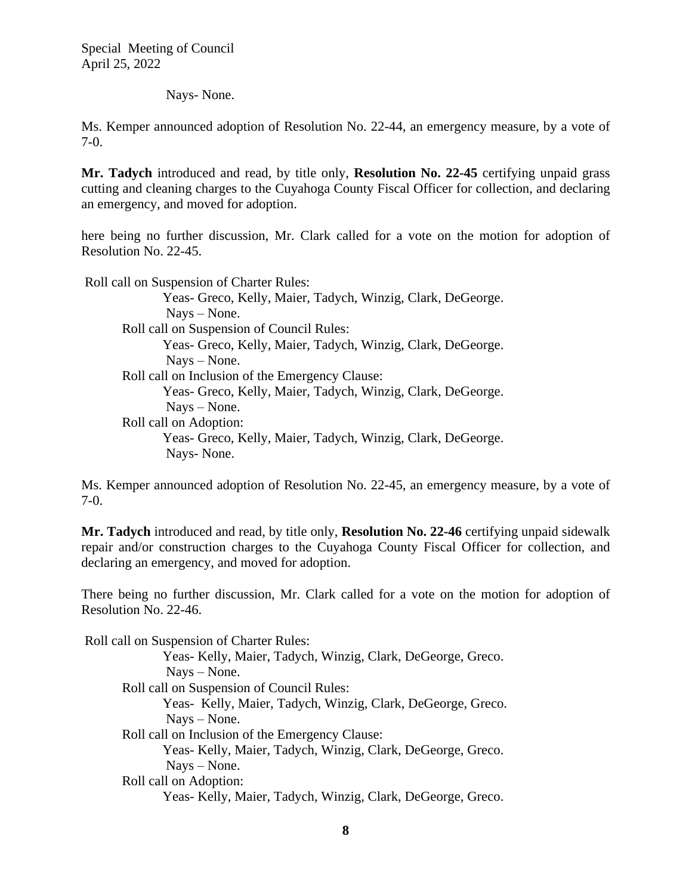Nays- None.

Ms. Kemper announced adoption of Resolution No. 22-44, an emergency measure, by a vote of 7-0.

**Mr. Tadych** introduced and read, by title only, **Resolution No. 22-45** certifying unpaid grass cutting and cleaning charges to the Cuyahoga County Fiscal Officer for collection, and declaring an emergency, and moved for adoption.

here being no further discussion, Mr. Clark called for a vote on the motion for adoption of Resolution No. 22-45.

Roll call on Suspension of Charter Rules:
Yeas- Greco, Kelly, Maier, Tadych, Winzig, Clark, DeGeorge.
Nays – None.
Roll call on Suspension of Council Rules:
Yeas- Greco, Kelly, Maier, Tadych, Winzig, Clark, DeGeorge.
Nays – None.
Roll call on Inclusion of the Emergency Clause:
Yeas- Greco, Kelly, Maier, Tadych, Winzig, Clark, DeGeorge.
Nays – None.
Roll call on Adoption:
Yeas- Greco, Kelly, Maier, Tadych, Winzig, Clark, DeGeorge.
Nays- None.

Ms. Kemper announced adoption of Resolution No. 22-45, an emergency measure, by a vote of 7-0.

**Mr. Tadych** introduced and read, by title only, **Resolution No. 22-46** certifying unpaid sidewalk repair and/or construction charges to the Cuyahoga County Fiscal Officer for collection, and declaring an emergency, and moved for adoption.

There being no further discussion, Mr. Clark called for a vote on the motion for adoption of Resolution No. 22-46.

Roll call on Suspension of Charter Rules:
Yeas- Kelly, Maier, Tadych, Winzig, Clark, DeGeorge, Greco.
Nays – None.
Roll call on Suspension of Council Rules:
Yeas- Kelly, Maier, Tadych, Winzig, Clark, DeGeorge, Greco.
Nays – None.
Roll call on Inclusion of the Emergency Clause:
Yeas- Kelly, Maier, Tadych, Winzig, Clark, DeGeorge, Greco.
Nays – None.
Roll call on Adoption:
Yeas- Kelly, Maier, Tadych, Winzig, Clark, DeGeorge, Greco.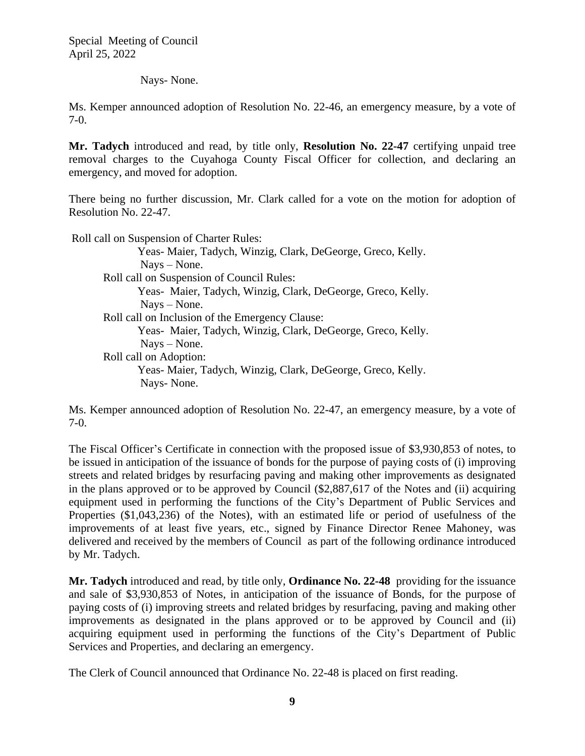Nays- None.

Ms. Kemper announced adoption of Resolution No. 22-46, an emergency measure, by a vote of 7-0.

**Mr. Tadych** introduced and read, by title only, **Resolution No. 22-47** certifying unpaid tree removal charges to the Cuyahoga County Fiscal Officer for collection, and declaring an emergency, and moved for adoption.

There being no further discussion, Mr. Clark called for a vote on the motion for adoption of Resolution No. 22-47.

Roll call on Suspension of Charter Rules:
Yeas- Maier, Tadych, Winzig, Clark, DeGeorge, Greco, Kelly.
Nays – None.
Roll call on Suspension of Council Rules:
Yeas- Maier, Tadych, Winzig, Clark, DeGeorge, Greco, Kelly.
Nays – None.
Roll call on Inclusion of the Emergency Clause:
Yeas- Maier, Tadych, Winzig, Clark, DeGeorge, Greco, Kelly.
Nays – None.
Roll call on Adoption:
Yeas- Maier, Tadych, Winzig, Clark, DeGeorge, Greco, Kelly.
Nays- None.

Ms. Kemper announced adoption of Resolution No. 22-47, an emergency measure, by a vote of 7-0.

The Fiscal Officer's Certificate in connection with the proposed issue of $3,930,853 of notes, to be issued in anticipation of the issuance of bonds for the purpose of paying costs of (i) improving streets and related bridges by resurfacing paving and making other improvements as designated in the plans approved or to be approved by Council ($2,887,617 of the Notes and (ii) acquiring equipment used in performing the functions of the City's Department of Public Services and Properties ($1,043,236) of the Notes), with an estimated life or period of usefulness of the improvements of at least five years, etc., signed by Finance Director Renee Mahoney, was delivered and received by the members of Council as part of the following ordinance introduced by Mr. Tadych.

**Mr. Tadych** introduced and read, by title only, **Ordinance No. 22-48** providing for the issuance and sale of $3,930,853 of Notes, in anticipation of the issuance of Bonds, for the purpose of paying costs of (i) improving streets and related bridges by resurfacing, paving and making other improvements as designated in the plans approved or to be approved by Council and (ii) acquiring equipment used in performing the functions of the City's Department of Public Services and Properties, and declaring an emergency.

The Clerk of Council announced that Ordinance No. 22-48 is placed on first reading.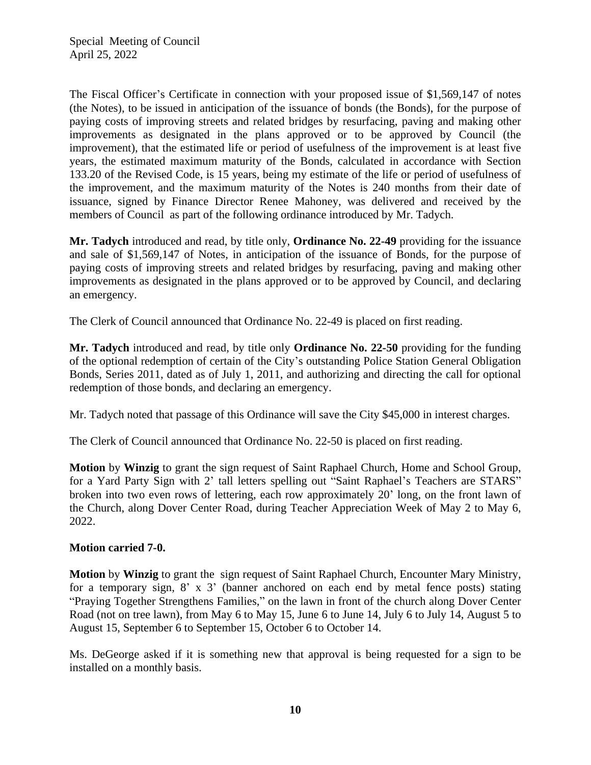The Fiscal Officer's Certificate in connection with your proposed issue of $1,569,147 of notes (the Notes), to be issued in anticipation of the issuance of bonds (the Bonds), for the purpose of paying costs of improving streets and related bridges by resurfacing, paving and making other improvements as designated in the plans approved or to be approved by Council (the improvement), that the estimated life or period of usefulness of the improvement is at least five years, the estimated maximum maturity of the Bonds, calculated in accordance with Section 133.20 of the Revised Code, is 15 years, being my estimate of the life or period of usefulness of the improvement, and the maximum maturity of the Notes is 240 months from their date of issuance, signed by Finance Director Renee Mahoney, was delivered and received by the members of Council as part of the following ordinance introduced by Mr. Tadych.

**Mr. Tadych** introduced and read, by title only, **Ordinance No. 22-49** providing for the issuance and sale of $1,569,147 of Notes, in anticipation of the issuance of Bonds, for the purpose of paying costs of improving streets and related bridges by resurfacing, paving and making other improvements as designated in the plans approved or to be approved by Council, and declaring an emergency.

The Clerk of Council announced that Ordinance No. 22-49 is placed on first reading.

**Mr. Tadych** introduced and read, by title only **Ordinance No. 22-50** providing for the funding of the optional redemption of certain of the City's outstanding Police Station General Obligation Bonds, Series 2011, dated as of July 1, 2011, and authorizing and directing the call for optional redemption of those bonds, and declaring an emergency.

Mr. Tadych noted that passage of this Ordinance will save the City $45,000 in interest charges.

The Clerk of Council announced that Ordinance No. 22-50 is placed on first reading.

**Motion** by **Winzig** to grant the sign request of Saint Raphael Church, Home and School Group, for a Yard Party Sign with 2' tall letters spelling out "Saint Raphael's Teachers are STARS" broken into two even rows of lettering, each row approximately 20' long, on the front lawn of the Church, along Dover Center Road, during Teacher Appreciation Week of May 2 to May 6, 2022.

**Motion carried 7-0.**

**Motion** by **Winzig** to grant the sign request of Saint Raphael Church, Encounter Mary Ministry, for a temporary sign, 8' x 3' (banner anchored on each end by metal fence posts) stating "Praying Together Strengthens Families," on the lawn in front of the church along Dover Center Road (not on tree lawn), from May 6 to May 15, June 6 to June 14, July 6 to July 14, August 5 to August 15, September 6 to September 15, October 6 to October 14.

Ms. DeGeorge asked if it is something new that approval is being requested for a sign to be installed on a monthly basis.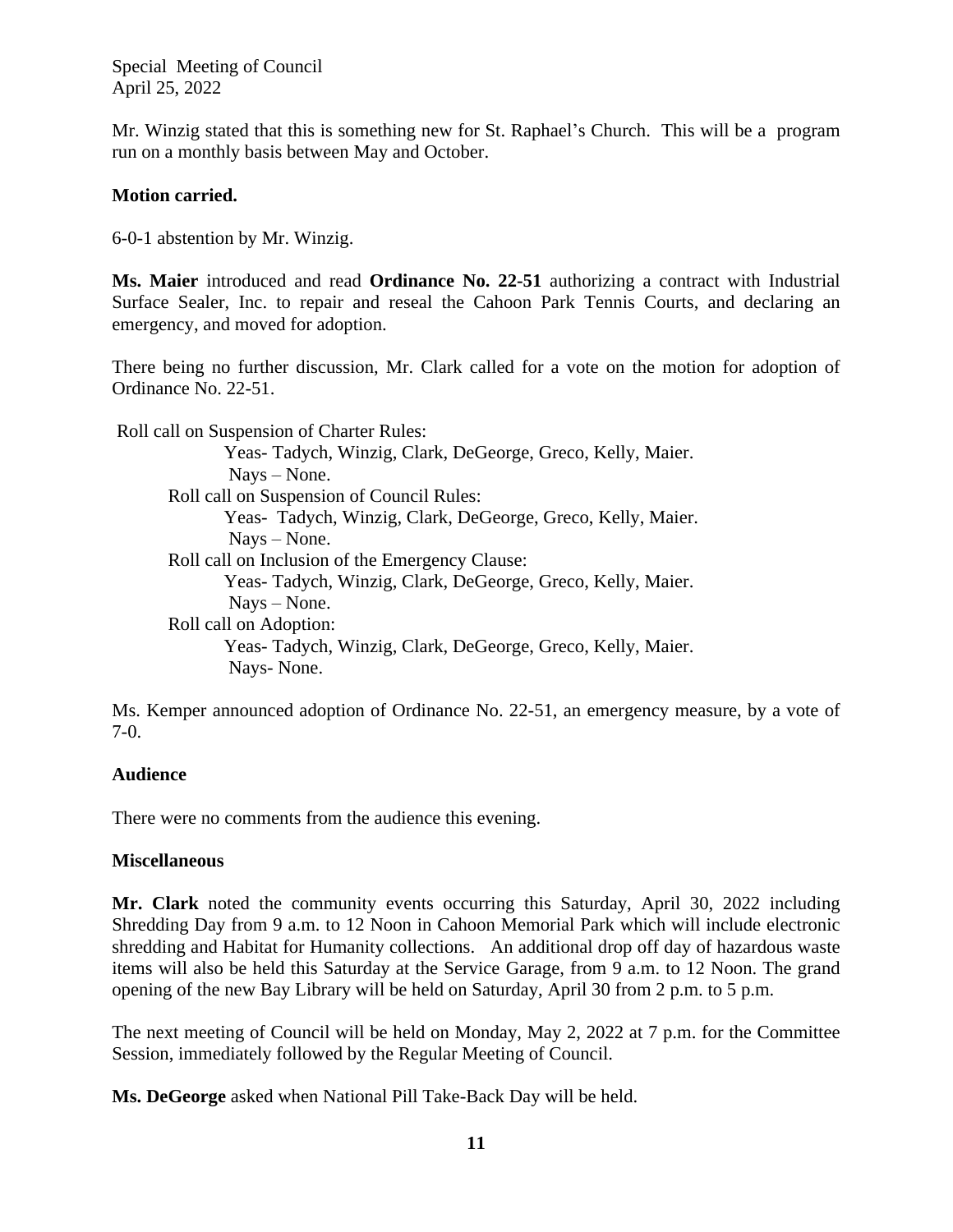Mr. Winzig stated that this is something new for St. Raphael's Church. This will be a program run on a monthly basis between May and October.

**Motion carried.**

6-0-1 abstention by Mr. Winzig.

**Ms. Maier** introduced and read **Ordinance No. 22-51** authorizing a contract with Industrial Surface Sealer, Inc. to repair and reseal the Cahoon Park Tennis Courts, and declaring an emergency, and moved for adoption.

There being no further discussion, Mr. Clark called for a vote on the motion for adoption of Ordinance No. 22-51.

Roll call on Suspension of Charter Rules:
Yeas- Tadych, Winzig, Clark, DeGeorge, Greco, Kelly, Maier.
Nays – None.
Roll call on Suspension of Council Rules:
Yeas- Tadych, Winzig, Clark, DeGeorge, Greco, Kelly, Maier.
Nays – None.
Roll call on Inclusion of the Emergency Clause:
Yeas- Tadych, Winzig, Clark, DeGeorge, Greco, Kelly, Maier.
Nays – None.
Roll call on Adoption:
Yeas- Tadych, Winzig, Clark, DeGeorge, Greco, Kelly, Maier.
Nays- None.

Ms. Kemper announced adoption of Ordinance No. 22-51, an emergency measure, by a vote of 7-0.

**Audience**

There were no comments from the audience this evening.

**Miscellaneous**

**Mr. Clark** noted the community events occurring this Saturday, April 30, 2022 including Shredding Day from 9 a.m. to 12 Noon in Cahoon Memorial Park which will include electronic shredding and Habitat for Humanity collections. An additional drop off day of hazardous waste items will also be held this Saturday at the Service Garage, from 9 a.m. to 12 Noon. The grand opening of the new Bay Library will be held on Saturday, April 30 from 2 p.m. to 5 p.m.

The next meeting of Council will be held on Monday, May 2, 2022 at 7 p.m. for the Committee Session, immediately followed by the Regular Meeting of Council.

**Ms. DeGeorge** asked when National Pill Take-Back Day will be held.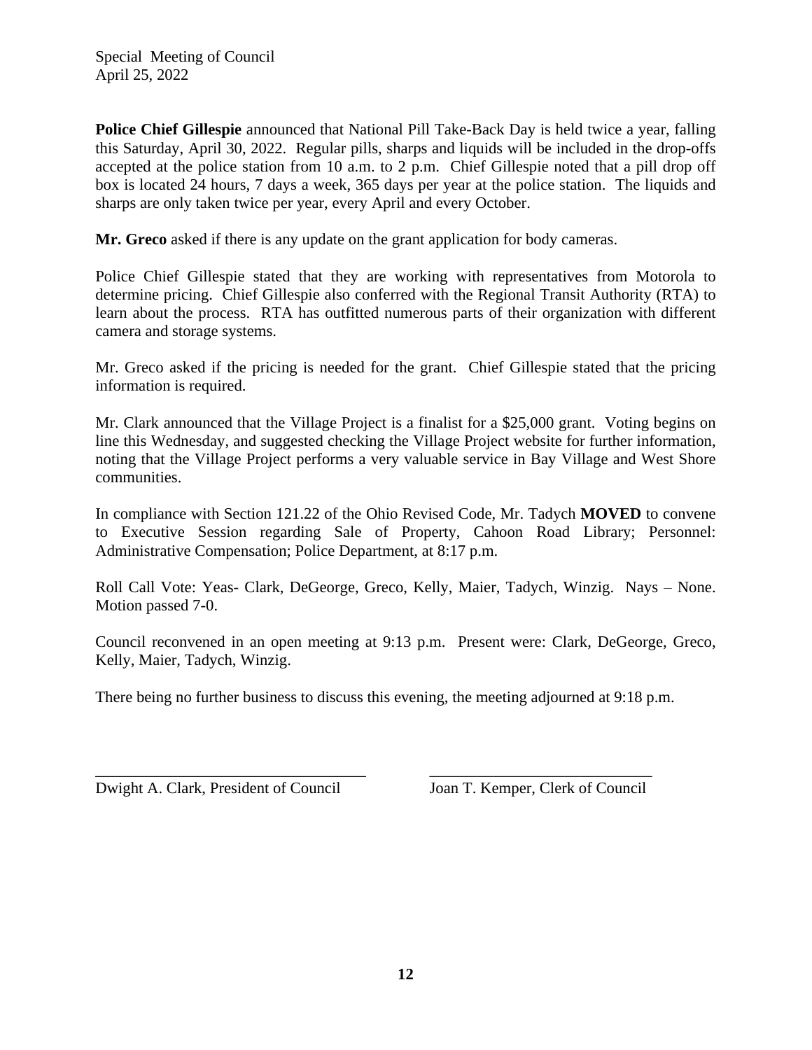**Police Chief Gillespie** announced that National Pill Take-Back Day is held twice a year, falling this Saturday, April 30, 2022. Regular pills, sharps and liquids will be included in the drop-offs accepted at the police station from 10 a.m. to 2 p.m. Chief Gillespie noted that a pill drop off box is located 24 hours, 7 days a week, 365 days per year at the police station. The liquids and sharps are only taken twice per year, every April and every October.

**Mr. Greco** asked if there is any update on the grant application for body cameras.

Police Chief Gillespie stated that they are working with representatives from Motorola to determine pricing. Chief Gillespie also conferred with the Regional Transit Authority (RTA) to learn about the process. RTA has outfitted numerous parts of their organization with different camera and storage systems.

Mr. Greco asked if the pricing is needed for the grant. Chief Gillespie stated that the pricing information is required.

Mr. Clark announced that the Village Project is a finalist for a $25,000 grant. Voting begins on line this Wednesday, and suggested checking the Village Project website for further information, noting that the Village Project performs a very valuable service in Bay Village and West Shore communities.

In compliance with Section 121.22 of the Ohio Revised Code, Mr. Tadych **MOVED** to convene to Executive Session regarding Sale of Property, Cahoon Road Library; Personnel: Administrative Compensation; Police Department, at 8:17 p.m.

Roll Call Vote: Yeas- Clark, DeGeorge, Greco, Kelly, Maier, Tadych, Winzig. Nays – None. Motion passed 7-0.

Council reconvened in an open meeting at 9:13 p.m. Present were: Clark, DeGeorge, Greco, Kelly, Maier, Tadych, Winzig.

There being no further business to discuss this evening, the meeting adjourned at 9:18 p.m.

\_\_\_\_\_\_\_\_\_\_\_\_\_\_\_\_\_\_\_\_\_\_\_\_\_\_\_\_\_\_\_\_\_\_ \_\_\_\_\_\_\_\_\_\_\_\_\_\_\_\_\_\_\_\_\_\_\_\_\_\_\_\_

Dwight A. Clark, President of Council Joan T. Kemper, Clerk of Council